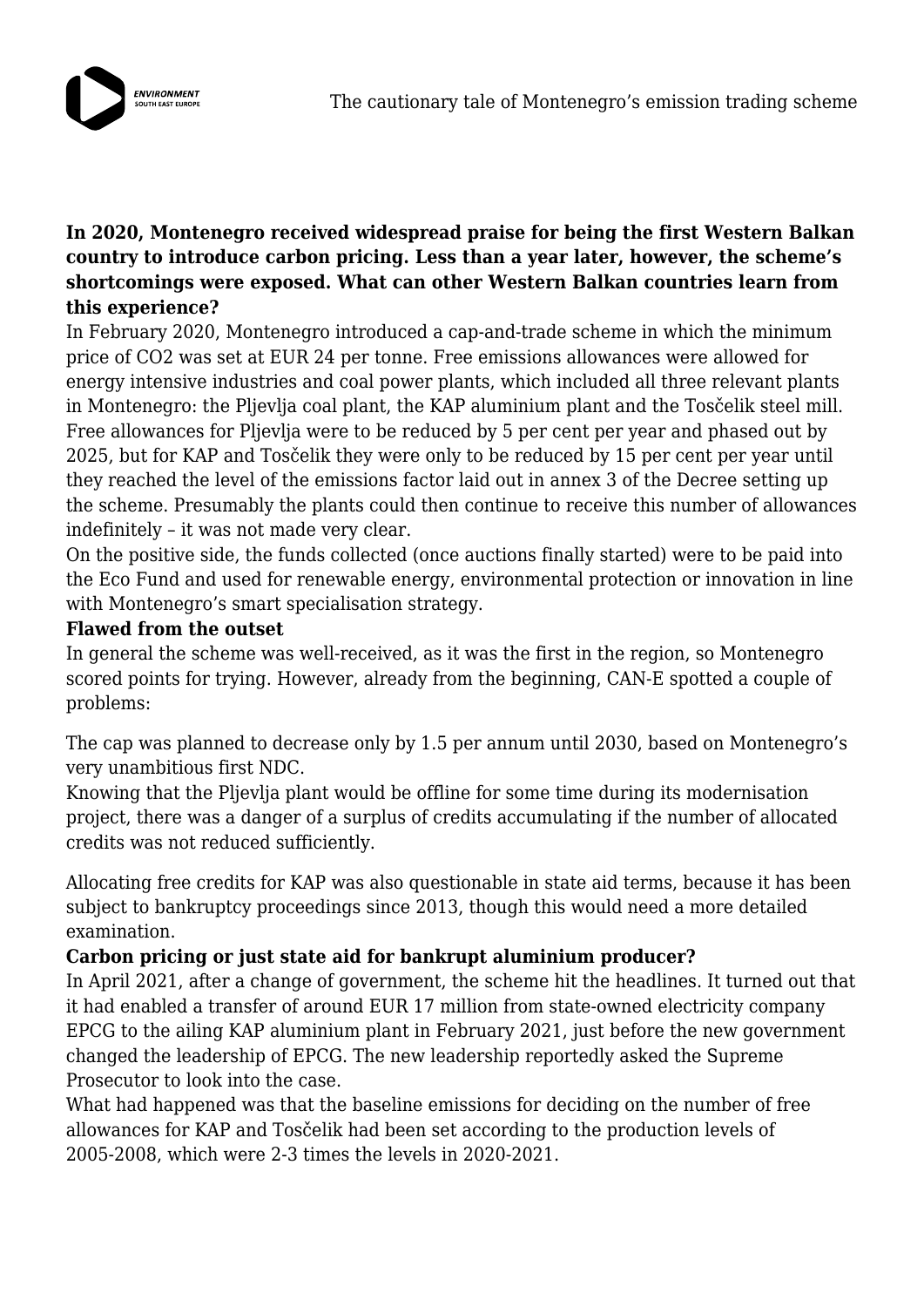**In 2020, Montenegro received widespread praise for being the first Western Balkan country to introduce carbon pricing. Less than a year later, however, the scheme's shortcomings were exposed. What can other Western Balkan countries learn from this experience?**

In February 2020, Montenegro introduced a cap-and-trade scheme in which the minimum price of CO2 was set at EUR 24 per tonne. Free emissions allowances were allowed for energy intensive industries and coal power plants, which included all three relevant plants in Montenegro: the Pljevlja coal plant, the KAP aluminium plant and the Tosčelik steel mill. Free allowances for Pljevlja were to be reduced by 5 per cent per year and phased out by 2025, but for KAP and Tosčelik they were only to be reduced by 15 per cent per year until they reached the level of the emissions factor laid out in annex 3 of the Decree setting up the scheme. Presumably the plants could then continue to receive this number of allowances indefinitely – it was not made very clear.

On the positive side, the funds collected (once auctions finally started) were to be paid into the Eco Fund and used for renewable energy, environmental protection or innovation in line with Montenegro's smart specialisation strategy.

**Flawed from the outset**

In general the scheme was well-received, as it was the first in the region, so Montenegro scored points for trying. However, already from the beginning, CAN-E spotted a couple of problems:

The cap was planned to decrease only by 1.5 per annum until 2030, based on Montenegro's very unambitious first NDC.

Knowing that the Pljevlja plant would be offline for some time during its modernisation project, there was a danger of a surplus of credits accumulating if the number of allocated credits was not reduced sufficiently.

Allocating free credits for KAP was also questionable in state aid terms, because it has been subject to bankruptcy proceedings since 2013, though this would need a more detailed examination.

**Carbon pricing or just state aid for bankrupt aluminium producer?**

In April 2021, after a change of government, the scheme hit the headlines. It turned out that it had enabled a transfer of around EUR 17 million from state-owned electricity company EPCG to the ailing KAP aluminium plant in February 2021, just before the new government changed the leadership of EPCG. The new leadership reportedly asked the Supreme Prosecutor to look into the case.

What had happened was that the baseline emissions for deciding on the number of free allowances for KAP and Tosčelik had been set according to the production levels of 2005-2008, which were 2-3 times the levels in 2020-2021.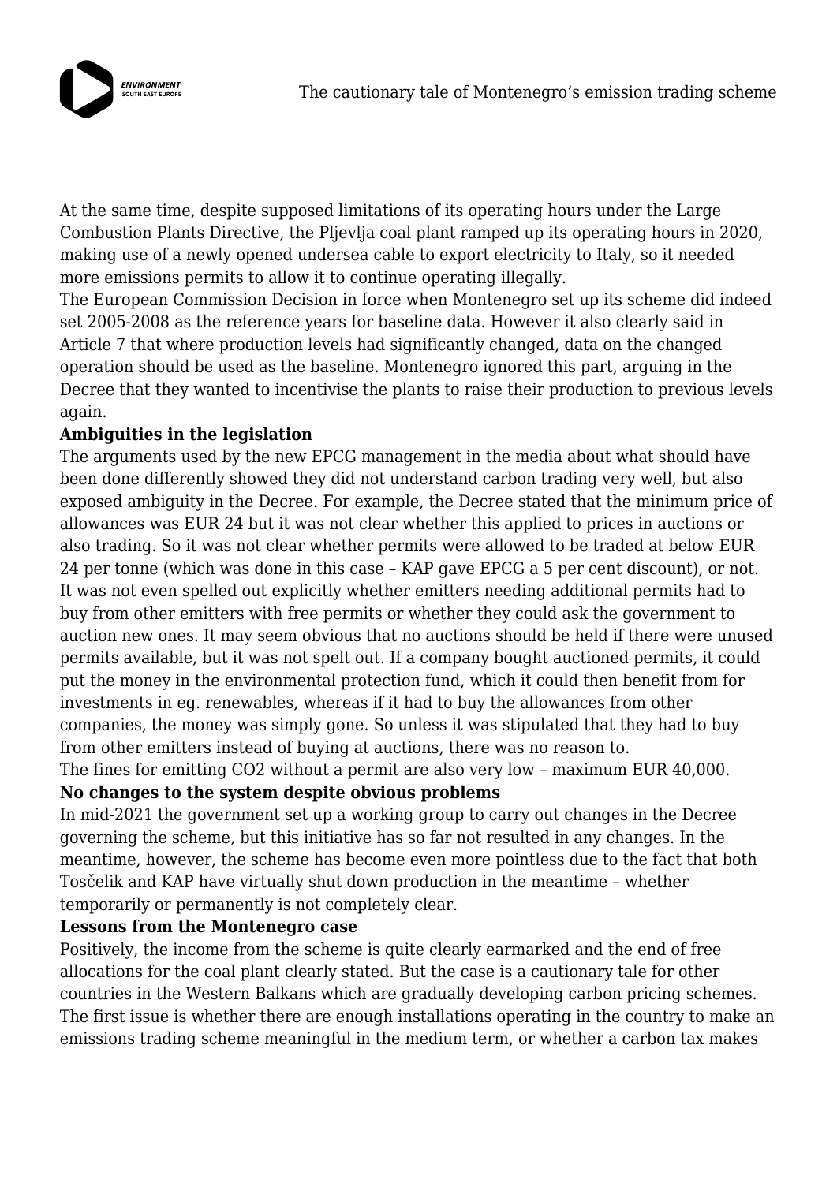At the same time, despite supposed limitations of its operating hours under the Large Combustion Plants Directive, the Pljevlja coal plant ramped up its operating hours in 2020, making use of a newly opened undersea cable to export electricity to Italy, so it needed more emissions permits to allow it to continue operating illegally.

The European Commission Decision in force when Montenegro set up its scheme did indeed set 2005-2008 as the reference years for baseline data. However it also clearly said in Article 7 that where production levels had significantly changed, data on the changed operation should be used as the baseline. Montenegro ignored this part, arguing in the Decree that they wanted to incentivise the plants to raise their production to previous levels again.

**Ambiguities in the legislation**

The arguments used by the new EPCG management in the media about what should have been done differently showed they did not understand carbon trading very well, but also exposed ambiguity in the Decree. For example, the Decree stated that the minimum price of allowances was EUR 24 but it was not clear whether this applied to prices in auctions or also trading. So it was not clear whether permits were allowed to be traded at below EUR 24 per tonne (which was done in this case – KAP gave EPCG a 5 per cent discount), or not. It was not even spelled out explicitly whether emitters needing additional permits had to buy from other emitters with free permits or whether they could ask the government to auction new ones. It may seem obvious that no auctions should be held if there were unused permits available, but it was not spelt out. If a company bought auctioned permits, it could put the money in the environmental protection fund, which it could then benefit from for investments in eg. renewables, whereas if it had to buy the allowances from other companies, the money was simply gone. So unless it was stipulated that they had to buy from other emitters instead of buying at auctions, there was no reason to.

The fines for emitting $CO_2$ without a permit are also very low – maximum EUR 40,000.

**No changes to the system despite obvious problems**

In mid-2021 the government set up a working group to carry out changes in the Decree governing the scheme, but this initiative has so far not resulted in any changes. In the meantime, however, the scheme has become even more pointless due to the fact that both Tosčelik and KAP have virtually shut down production in the meantime – whether temporarily or permanently is not completely clear.

**Lessons from the Montenegro case**

Positively, the income from the scheme is quite clearly earmarked and the end of free allocations for the coal plant clearly stated. But the case is a cautionary tale for other countries in the Western Balkans which are gradually developing carbon pricing schemes. The first issue is whether there are enough installations operating in the country to make an emissions trading scheme meaningful in the medium term, or whether a carbon tax makes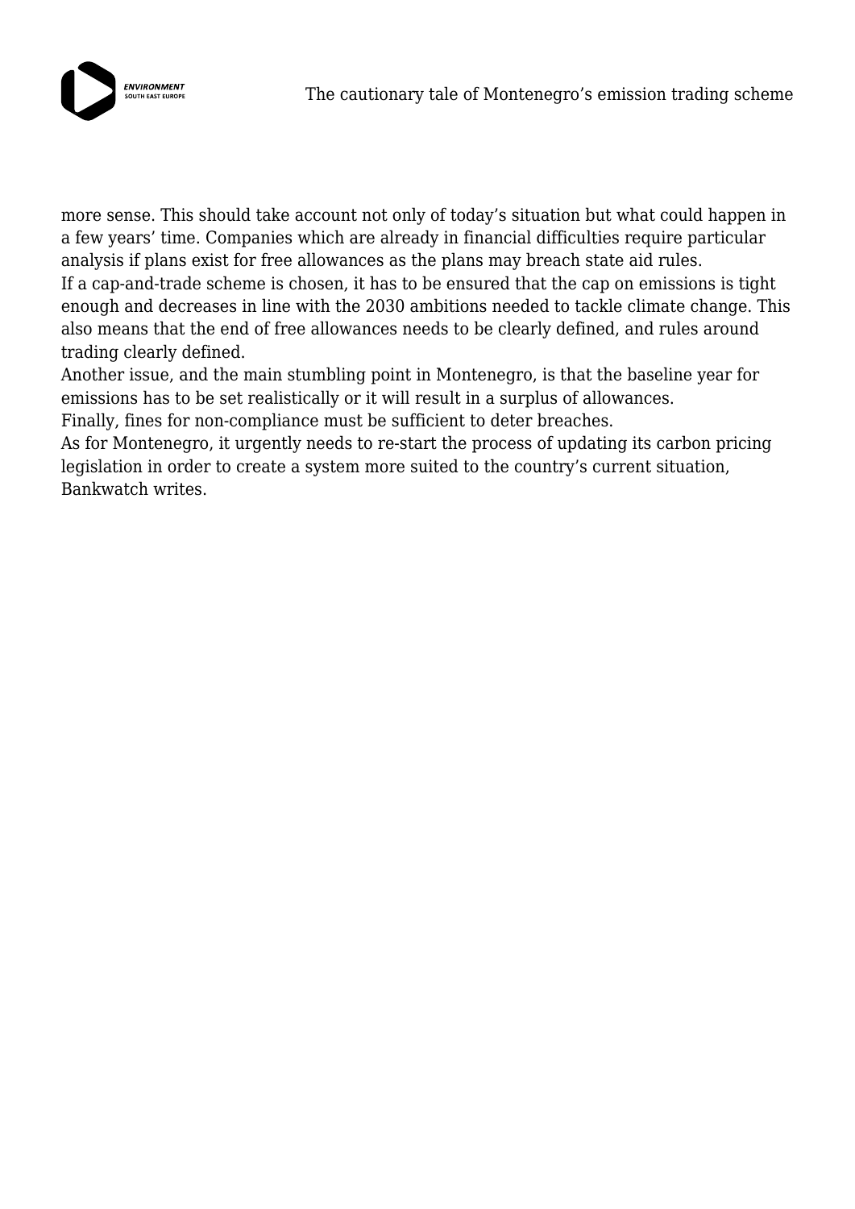more sense. This should take account not only of today's situation but what could happen in a few years' time. Companies which are already in financial difficulties require particular analysis if plans exist for free allowances as the plans may breach state aid rules.

If a cap-and-trade scheme is chosen, it has to be ensured that the cap on emissions is tight enough and decreases in line with the 2030 ambitions needed to tackle climate change. This also means that the end of free allowances needs to be clearly defined, and rules around trading clearly defined.

Another issue, and the main stumbling point in Montenegro, is that the baseline year for emissions has to be set realistically or it will result in a surplus of allowances.

Finally, fines for non-compliance must be sufficient to deter breaches.

As for Montenegro, it urgently needs to re-start the process of updating its carbon pricing legislation in order to create a system more suited to the country's current situation, Bankwatch writes.